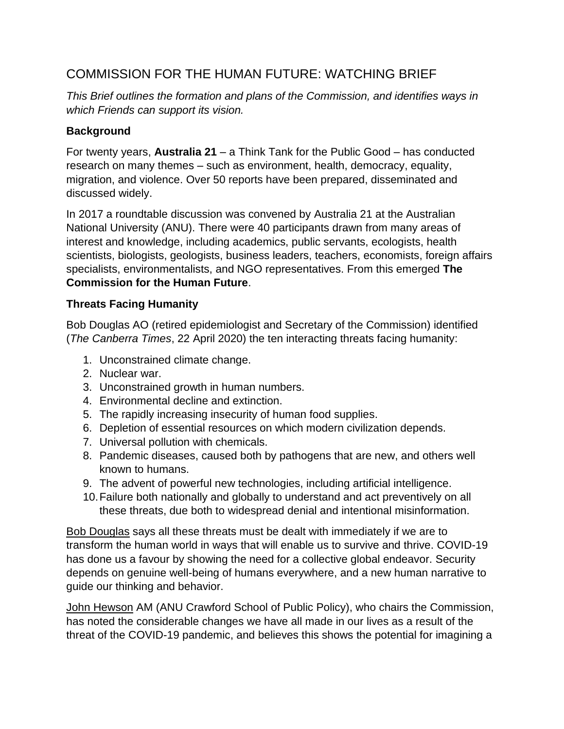# COMMISSION FOR THE HUMAN FUTURE: WATCHING BRIEF

*This Brief outlines the formation and plans of the Commission, and identifies ways in which Friends can support its vision.*

### Background

For twenty years, **Australia 21** – a Think Tank for the Public Good – has conducted research on many themes – such as environment, health, democracy, equality, migration, and violence. Over 50 reports have been prepared, disseminated and discussed widely.

In 2017 a roundtable discussion was convened by Australia 21 at the Australian National University (ANU). There were 40 participants drawn from many areas of interest and knowledge, including academics, public servants, ecologists, health scientists, biologists, geologists, business leaders, teachers, economists, foreign affairs specialists, environmentalists, and NGO representatives. From this emerged **The Commission for the Human Future**.

### Threats Facing Humanity

Bob Douglas AO (retired epidemiologist and Secretary of the Commission) identified (*The Canberra Times*, 22 April 2020) the ten interacting threats facing humanity:

1. Unconstrained climate change.
2. Nuclear war.
3. Unconstrained growth in human numbers.
4. Environmental decline and extinction.
5. The rapidly increasing insecurity of human food supplies.
6. Depletion of essential resources on which modern civilization depends.
7. Universal pollution with chemicals.
8. Pandemic diseases, caused both by pathogens that are new, and others well known to humans.
9. The advent of powerful new technologies, including artificial intelligence.
10. Failure both nationally and globally to understand and act preventively on all these threats, due both to widespread denial and intentional misinformation.

Bob Douglas says all these threats must be dealt with immediately if we are to transform the human world in ways that will enable us to survive and thrive. COVID-19 has done us a favour by showing the need for a collective global endeavor. Security depends on genuine well-being of humans everywhere, and a new human narrative to guide our thinking and behavior.

John Hewson AM (ANU Crawford School of Public Policy), who chairs the Commission, has noted the considerable changes we have all made in our lives as a result of the threat of the COVID-19 pandemic, and believes this shows the potential for imagining a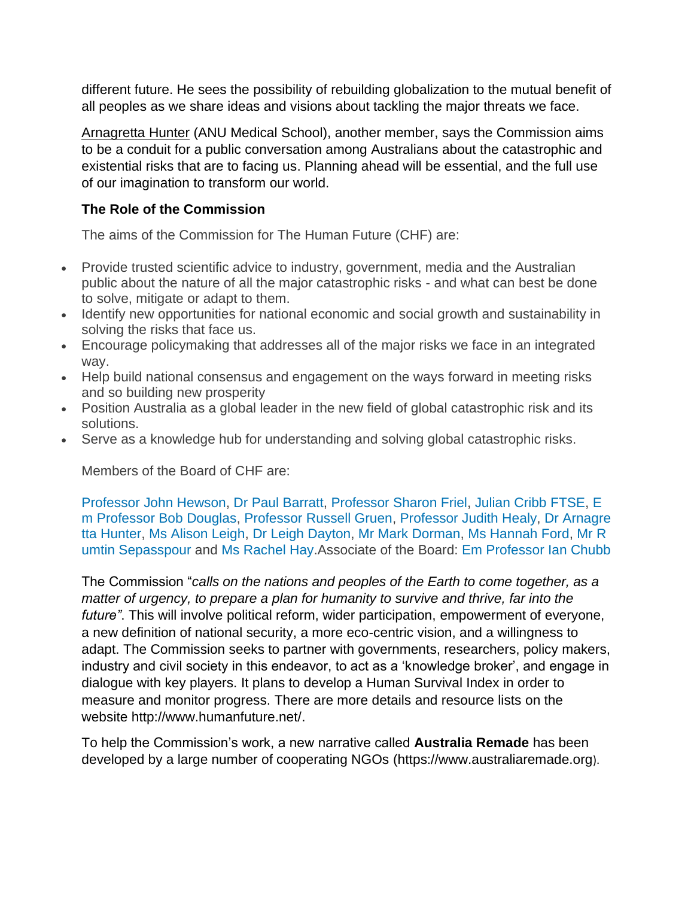different future. He sees the possibility of rebuilding globalization to the mutual benefit of all peoples as we share ideas and visions about tackling the major threats we face.

Arnagretta Hunter (ANU Medical School), another member, says the Commission aims to be a conduit for a public conversation among Australians about the catastrophic and existential risks that are to facing us. Planning ahead will be essential, and the full use of our imagination to transform our world.

### The Role of the Commission

The aims of the Commission for The Human Future (CHF) are:

- Provide trusted scientific advice to industry, government, media and the Australian public about the nature of all the major catastrophic risks - and what can best be done to solve, mitigate or adapt to them.
- Identify new opportunities for national economic and social growth and sustainability in solving the risks that face us.
- Encourage policymaking that addresses all of the major risks we face in an integrated way.
- Help build national consensus and engagement on the ways forward in meeting risks and so building new prosperity
- Position Australia as a global leader in the new field of global catastrophic risk and its solutions.
- Serve as a knowledge hub for understanding and solving global catastrophic risks.

Members of the Board of CHF are:

Professor John Hewson, Dr Paul Barratt, Professor Sharon Friel, Julian Cribb FTSE, Em Professor Bob Douglas, Professor Russell Gruen, Professor Judith Healy, Dr Arnagretta Hunter, Ms Alison Leigh, Dr Leigh Dayton, Mr Mark Dorman, Ms Hannah Ford, Mr Rumtin Sepasspour and Ms Rachel Hay.Associate of the Board: Em Professor Ian Chubb

The Commission "*calls on the nations and peoples of the Earth to come together, as a matter of urgency, to prepare a plan for humanity to survive and thrive, far into the future"*. This will involve political reform, wider participation, empowerment of everyone, a new definition of national security, a more eco-centric vision, and a willingness to adapt. The Commission seeks to partner with governments, researchers, policy makers, industry and civil society in this endeavor, to act as a 'knowledge broker', and engage in dialogue with key players. It plans to develop a Human Survival Index in order to measure and monitor progress. There are more details and resource lists on the website http://www.humanfuture.net/.

To help the Commission's work, a new narrative called **Australia Remade** has been developed by a large number of cooperating NGOs (https://www.australiaremade.org).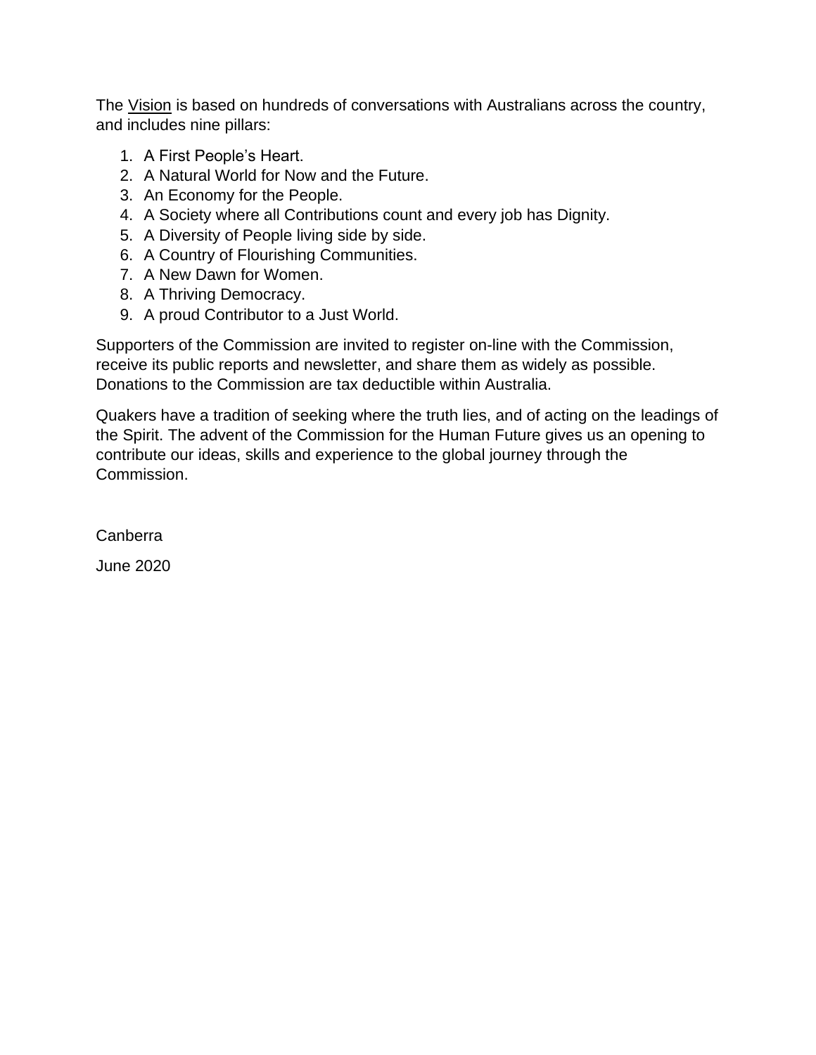The Vision is based on hundreds of conversations with Australians across the country, and includes nine pillars:

1. A First People's Heart.
2. A Natural World for Now and the Future.
3. An Economy for the People.
4. A Society where all Contributions count and every job has Dignity.
5. A Diversity of People living side by side.
6. A Country of Flourishing Communities.
7. A New Dawn for Women.
8. A Thriving Democracy.
9. A proud Contributor to a Just World.

Supporters of the Commission are invited to register on-line with the Commission, receive its public reports and newsletter, and share them as widely as possible. Donations to the Commission are tax deductible within Australia.

Quakers have a tradition of seeking where the truth lies, and of acting on the leadings of the Spirit. The advent of the Commission for the Human Future gives us an opening to contribute our ideas, skills and experience to the global journey through the Commission.

Canberra

June 2020